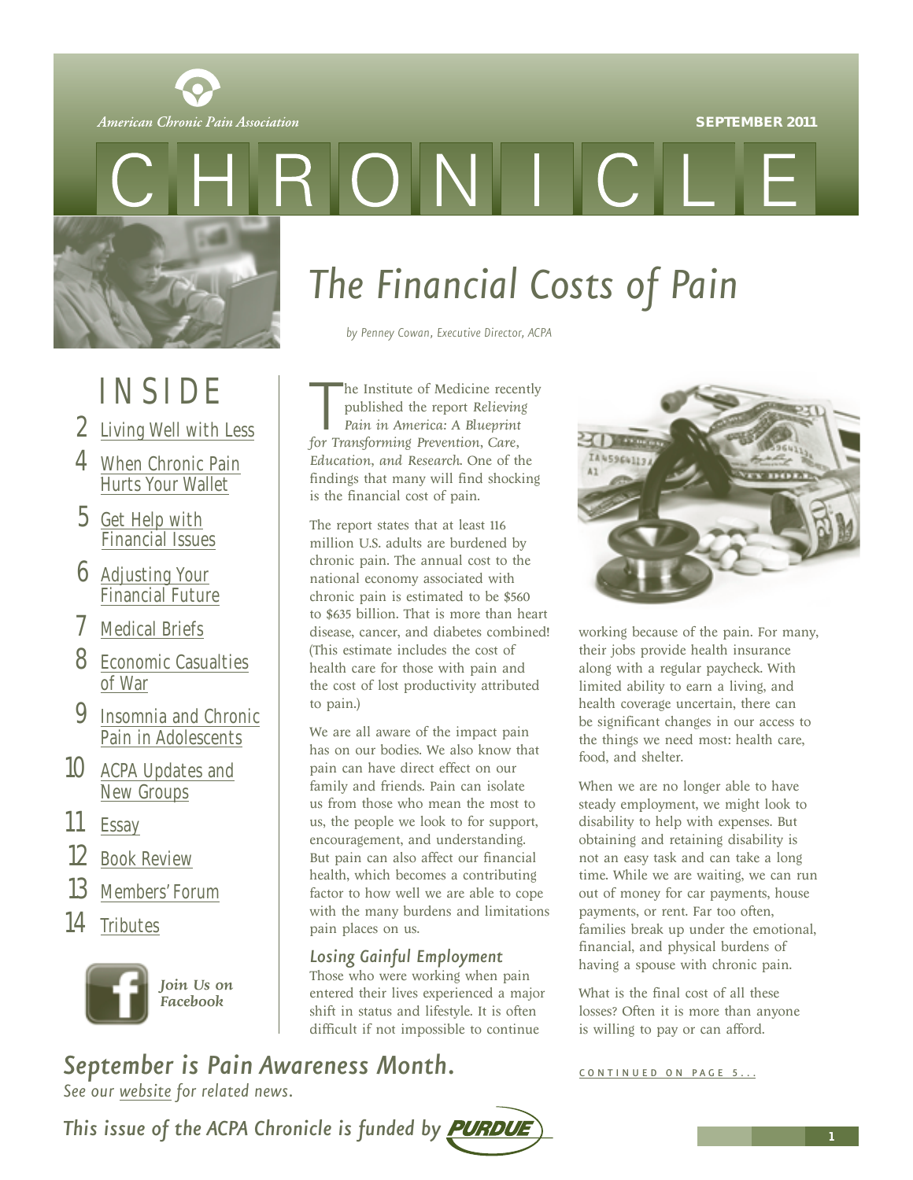American Chronic Pain Association

SEPTEMBER 2011

# CHRONICLE

## The Financial Costs of Pain

*by Penney Cowan, Executive Director, ACPA*

## INSIDE

- 2 Living Well with Less
- 4 When Chronic Pain Hurts Your Wallet
- 5 Get Help with Financial Issues
- 6 Adjusting Your Financial Future
- 7 Medical Briefs
- 8 Economic Casualties of War
- 9 Insomnia and Chronic Pain in Adolescents
- 10 ACPA Updates and New Groups
- 11 Essay
- 12 Book Review
- 13 Members' Forum
- 14 Tributes

*Join Us on Facebook*

The Institute of Medicine recently published the report *Relieving Pain in America: A Blueprint for Transforming Prevention, Care, Education, and Research*. One of the findings that many will find shocking is the financial cost of pain.

The report states that at least 116 million U.S. adults are burdened by chronic pain. The annual cost to the national economy associated with chronic pain is estimated to be $560 to $635 billion. That is more than heart disease, cancer, and diabetes combined! (This estimate includes the cost of health care for those with pain and the cost of lost productivity attributed to pain.)

We are all aware of the impact pain has on our bodies. We also know that pain can have direct effect on our family and friends. Pain can isolate us from those who mean the most to us, the people we look to for support, encouragement, and understanding. But pain can also affect our financial health, which becomes a contributing factor to how well we are able to cope with the many burdens and limitations pain places on us.

### Losing Gainful Employment

Those who were working when pain entered their lives experienced a major shift in status and lifestyle. It is often difficult if not impossible to continue working because of the pain. For many, their jobs provide health insurance along with a regular paycheck. With limited ability to earn a living, and health coverage uncertain, there can be significant changes in our access to the things we need most: health care, food, and shelter.

When we are no longer able to have steady employment, we might look to disability to help with expenses. But obtaining and retaining disability is not an easy task and can take a long time. While we are waiting, we can run out of money for car payments, house payments, or rent. Far too often, families break up under the emotional, financial, and physical burdens of having a spouse with chronic pain.

What is the final cost of all these losses? Often it is more than anyone is willing to pay or can afford.

CONTINUED ON PAGE 5...

***September is Pain Awareness Month.***
*See our website for related news.*

***This issue of the ACPA Chronicle is funded by PURDUE***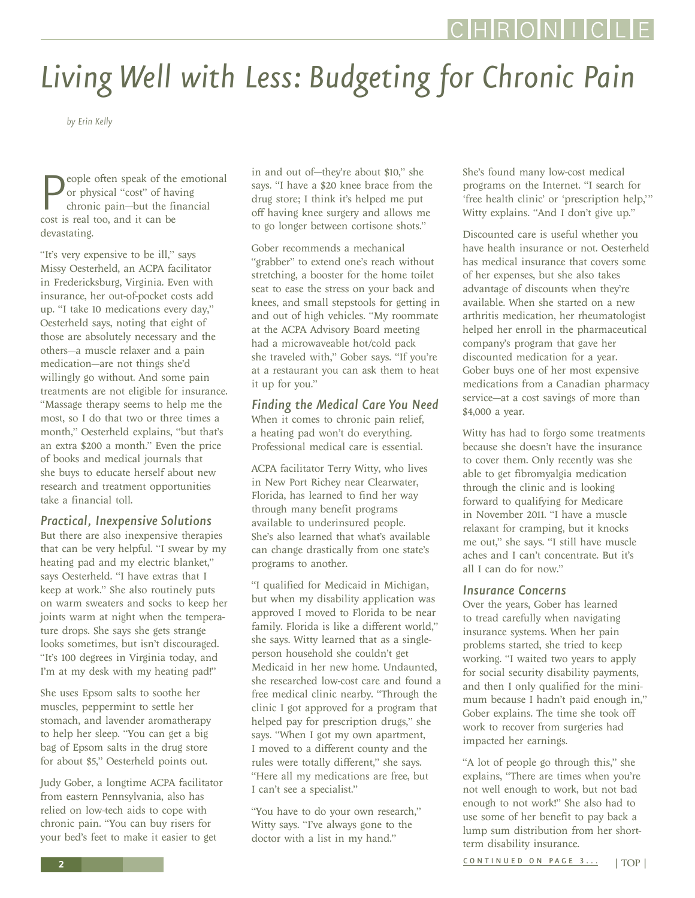# Living Well with Less: Budgeting for Chronic Pain

*by Erin Kelly*

People often speak of the emotional or physical "cost" of having chronic pain—but the financial cost is real too, and it can be devastating.

"It's very expensive to be ill," says Missy Oesterheld, an ACPA facilitator in Fredericksburg, Virginia. Even with insurance, her out-of-pocket costs add up. "I take 10 medications every day," Oesterheld says, noting that eight of those are absolutely necessary and the others—a muscle relaxer and a pain medication—are not things she'd willingly go without. And some pain treatments are not eligible for insurance. "Massage therapy seems to help me the most, so I do that two or three times a month," Oesterheld explains, "but that's an extra $200 a month." Even the price of books and medical journals that she buys to educate herself about new research and treatment opportunities take a financial toll.

## Practical, Inexpensive Solutions

But there are also inexpensive therapies that can be very helpful. "I swear by my heating pad and my electric blanket," says Oesterheld. "I have extras that I keep at work." She also routinely puts on warm sweaters and socks to keep her joints warm at night when the temperature drops. She says she gets strange looks sometimes, but isn't discouraged. "It's 100 degrees in Virginia today, and I'm at my desk with my heating pad!"

She uses Epsom salts to soothe her muscles, peppermint to settle her stomach, and lavender aromatherapy to help her sleep. "You can get a big bag of Epsom salts in the drug store for about $5," Oesterheld points out.

Judy Gober, a longtime ACPA facilitator from eastern Pennsylvania, also has relied on low-tech aids to cope with chronic pain. "You can buy risers for your bed's feet to make it easier to get in and out of—they're about $10," she says. "I have a $20 knee brace from the drug store; I think it's helped me put off having knee surgery and allows me to go longer between cortisone shots."

Gober recommends a mechanical "grabber" to extend one's reach without stretching, a booster for the home toilet seat to ease the stress on your back and knees, and small stepstools for getting in and out of high vehicles. "My roommate at the ACPA Advisory Board meeting had a microwaveable hot/cold pack she traveled with," Gober says. "If you're at a restaurant you can ask them to heat it up for you."

## Finding the Medical Care You Need

When it comes to chronic pain relief, a heating pad won't do everything. Professional medical care is essential.

ACPA facilitator Terry Witty, who lives in New Port Richey near Clearwater, Florida, has learned to find her way through many benefit programs available to underinsured people. She's also learned that what's available can change drastically from one state's programs to another.

"I qualified for Medicaid in Michigan, but when my disability application was approved I moved to Florida to be near family. Florida is like a different world," she says. Witty learned that as a single-person household she couldn't get Medicaid in her new home. Undaunted, she researched low-cost care and found a free medical clinic nearby. "Through the clinic I got approved for a program that helped pay for prescription drugs," she says. "When I got my own apartment, I moved to a different county and the rules were totally different," she says. "Here all my medications are free, but I can't see a specialist."

"You have to do your own research," Witty says. "I've always gone to the doctor with a list in my hand."

She's found many low-cost medical programs on the Internet. "I search for 'free health clinic' or 'prescription help,'" Witty explains. "And I don't give up."

Discounted care is useful whether you have health insurance or not. Oesterheld has medical insurance that covers some of her expenses, but she also takes advantage of discounts when they're available. When she started on a new arthritis medication, her rheumatologist helped her enroll in the pharmaceutical company's program that gave her discounted medication for a year. Gober buys one of her most expensive medications from a Canadian pharmacy service—at a cost savings of more than $4,000 a year.

Witty has had to forgo some treatments because she doesn't have the insurance to cover them. Only recently was she able to get fibromyalgia medication through the clinic and is looking forward to qualifying for Medicare in November 2011. "I have a muscle relaxant for cramping, but it knocks me out," she says. "I still have muscle aches and I can't concentrate. But it's all I can do for now."

## Insurance Concerns

Over the years, Gober has learned to tread carefully when navigating insurance systems. When her pain problems started, she tried to keep working. "I waited two years to apply for social security disability payments, and then I only qualified for the minimum because I hadn't paid enough in," Gober explains. The time she took off work to recover from surgeries had impacted her earnings.

"A lot of people go through this," she explains, "There are times when you're not well enough to work, but not bad enough to not work!" She also had to use some of her benefit to pay back a lump sum distribution from her short-term disability insurance.

CONTINUED ON PAGE 3...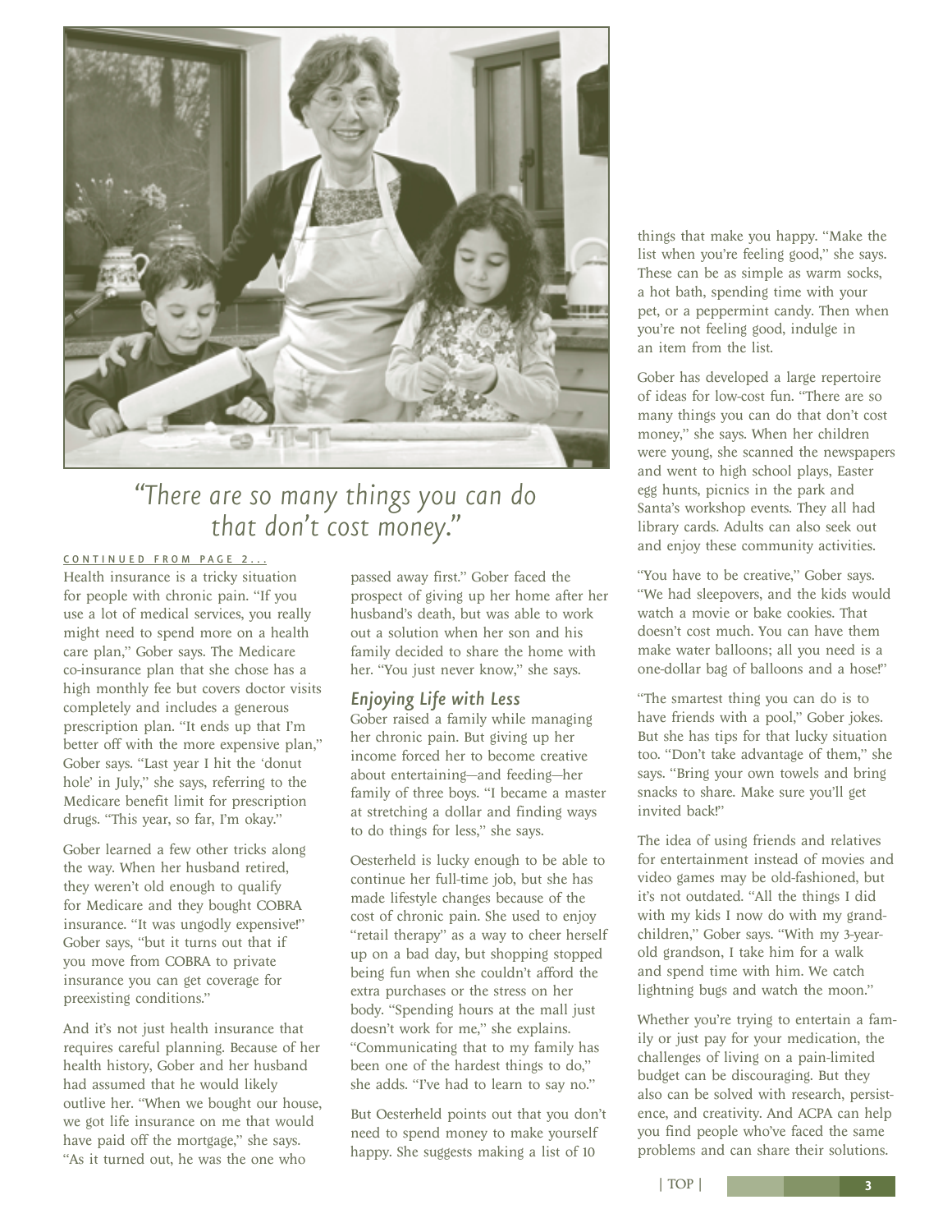*"There are so many things you can do that don't cost money."*

CONTINUED FROM PAGE 2...

Health insurance is a tricky situation for people with chronic pain. "If you use a lot of medical services, you really might need to spend more on a health care plan," Gober says. The Medicare co-insurance plan that she chose has a high monthly fee but covers doctor visits completely and includes a generous prescription plan. "It ends up that I'm better off with the more expensive plan," Gober says. "Last year I hit the 'donut hole' in July," she says, referring to the Medicare benefit limit for prescription drugs. "This year, so far, I'm okay."

Gober learned a few other tricks along the way. When her husband retired, they weren't old enough to qualify for Medicare and they bought COBRA insurance. "It was ungodly expensive!" Gober says, "but it turns out that if you move from COBRA to private insurance you can get coverage for preexisting conditions."

And it's not just health insurance that requires careful planning. Because of her health history, Gober and her husband had assumed that he would likely outlive her. "When we bought our house, we got life insurance on me that would have paid off the mortgage," she says. "As it turned out, he was the one who passed away first." Gober faced the prospect of giving up her home after her husband's death, but was able to work out a solution when her son and his family decided to share the home with her. "You just never know," she says.

## Enjoying Life with Less

Gober raised a family while managing her chronic pain. But giving up her income forced her to become creative about entertaining—and feeding—her family of three boys. "I became a master at stretching a dollar and finding ways to do things for less," she says.

Oesterheld is lucky enough to be able to continue her full-time job, but she has made lifestyle changes because of the cost of chronic pain. She used to enjoy "retail therapy" as a way to cheer herself up on a bad day, but shopping stopped being fun when she couldn't afford the extra purchases or the stress on her body. "Spending hours at the mall just doesn't work for me," she explains. "Communicating that to my family has been one of the hardest things to do," she adds. "I've had to learn to say no."

But Oesterheld points out that you don't need to spend money to make yourself happy. She suggests making a list of 10 things that make you happy. "Make the list when you're feeling good," she says. These can be as simple as warm socks, a hot bath, spending time with your pet, or a peppermint candy. Then when you're not feeling good, indulge in an item from the list.

Gober has developed a large repertoire of ideas for low-cost fun. "There are so many things you can do that don't cost money," she says. When her children were young, she scanned the newspapers and went to high school plays, Easter egg hunts, picnics in the park and Santa's workshop events. They all had library cards. Adults can also seek out and enjoy these community activities.

"You have to be creative," Gober says. "We had sleepovers, and the kids would watch a movie or bake cookies. That doesn't cost much. You can have them make water balloons; all you need is a one-dollar bag of balloons and a hose!"

"The smartest thing you can do is to have friends with a pool," Gober jokes. But she has tips for that lucky situation too. "Don't take advantage of them," she says. "Bring your own towels and bring snacks to share. Make sure you'll get invited back!"

The idea of using friends and relatives for entertainment instead of movies and video games may be old-fashioned, but it's not outdated. "All the things I did with my kids I now do with my grandchildren," Gober says. "With my 3-year-old grandson, I take him for a walk and spend time with him. We catch lightning bugs and watch the moon."

Whether you're trying to entertain a family or just pay for your medication, the challenges of living on a pain-limited budget can be discouraging. But they also can be solved with research, persistence, and creativity. And ACPA can help you find people who've faced the same problems and can share their solutions.

| TOP |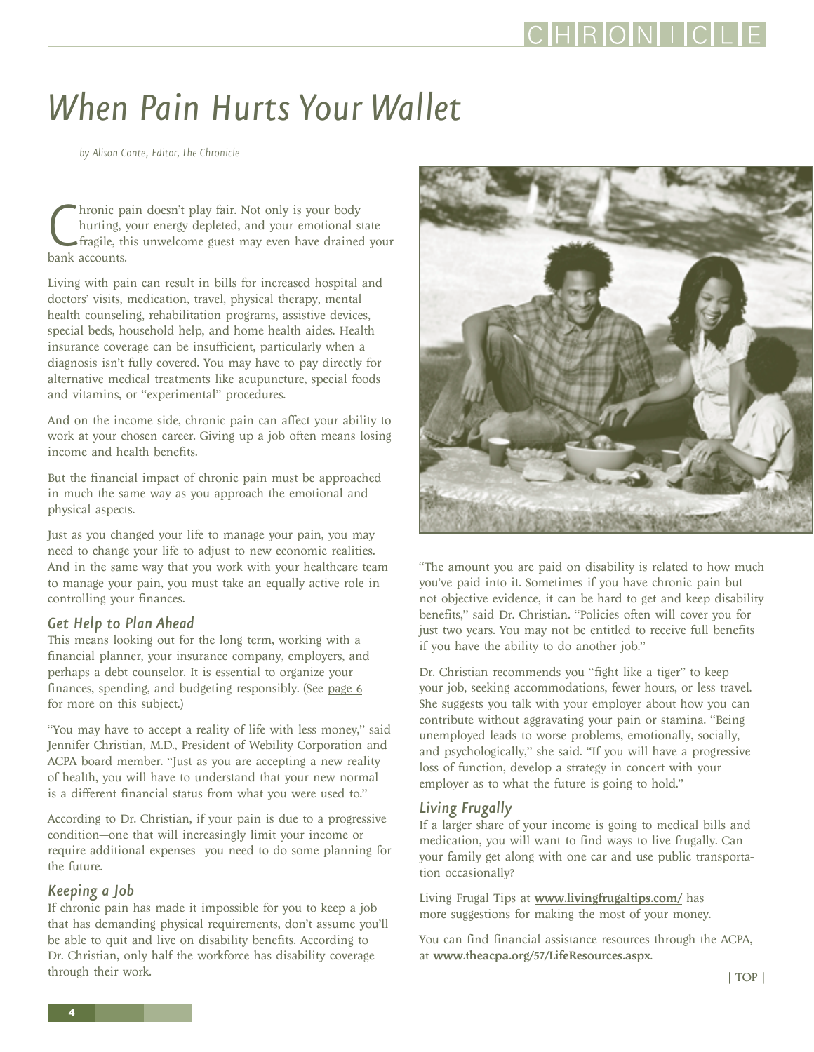# When Pain Hurts Your Wallet

*by Alison Conte, Editor, The Chronicle*

Chronic pain doesn't play fair. Not only is your body hurting, your energy depleted, and your emotional state fragile, this unwelcome guest may even have drained your bank accounts.

Living with pain can result in bills for increased hospital and doctors' visits, medication, travel, physical therapy, mental health counseling, rehabilitation programs, assistive devices, special beds, household help, and home health aides. Health insurance coverage can be insufficient, particularly when a diagnosis isn't fully covered. You may have to pay directly for alternative medical treatments like acupuncture, special foods and vitamins, or "experimental" procedures.

And on the income side, chronic pain can affect your ability to work at your chosen career. Giving up a job often means losing income and health benefits.

But the financial impact of chronic pain must be approached in much the same way as you approach the emotional and physical aspects.

Just as you changed your life to manage your pain, you may need to change your life to adjust to new economic realities. And in the same way that you work with your healthcare team to manage your pain, you must take an equally active role in controlling your finances.

## Get Help to Plan Ahead

This means looking out for the long term, working with a financial planner, your insurance company, employers, and perhaps a debt counselor. It is essential to organize your finances, spending, and budgeting responsibly. (See page 6 for more on this subject.)

"You may have to accept a reality of life with less money," said Jennifer Christian, M.D., President of Webility Corporation and ACPA board member. "Just as you are accepting a new reality of health, you will have to understand that your new normal is a different financial status from what you were used to."

According to Dr. Christian, if your pain is due to a progressive condition—one that will increasingly limit your income or require additional expenses—you need to do some planning for the future.

## Keeping a Job

If chronic pain has made it impossible for you to keep a job that has demanding physical requirements, don't assume you'll be able to quit and live on disability benefits. According to Dr. Christian, only half the workforce has disability coverage through their work.

"The amount you are paid on disability is related to how much you've paid into it. Sometimes if you have chronic pain but not objective evidence, it can be hard to get and keep disability benefits," said Dr. Christian. "Policies often will cover you for just two years. You may not be entitled to receive full benefits if you have the ability to do another job."

Dr. Christian recommends you "fight like a tiger" to keep your job, seeking accommodations, fewer hours, or less travel. She suggests you talk with your employer about how you can contribute without aggravating your pain or stamina. "Being unemployed leads to worse problems, emotionally, socially, and psychologically," she said. "If you will have a progressive loss of function, develop a strategy in concert with your employer as to what the future is going to hold."

## Living Frugally

If a larger share of your income is going to medical bills and medication, you will want to find ways to live frugally. Can your family get along with one car and use public transportation occasionally?

Living Frugal Tips at **www.livingfrugaltips.com/** has more suggestions for making the most of your money.

You can find financial assistance resources through the ACPA, at **www.theacpa.org/57/LifeResources.aspx**.

| TOP |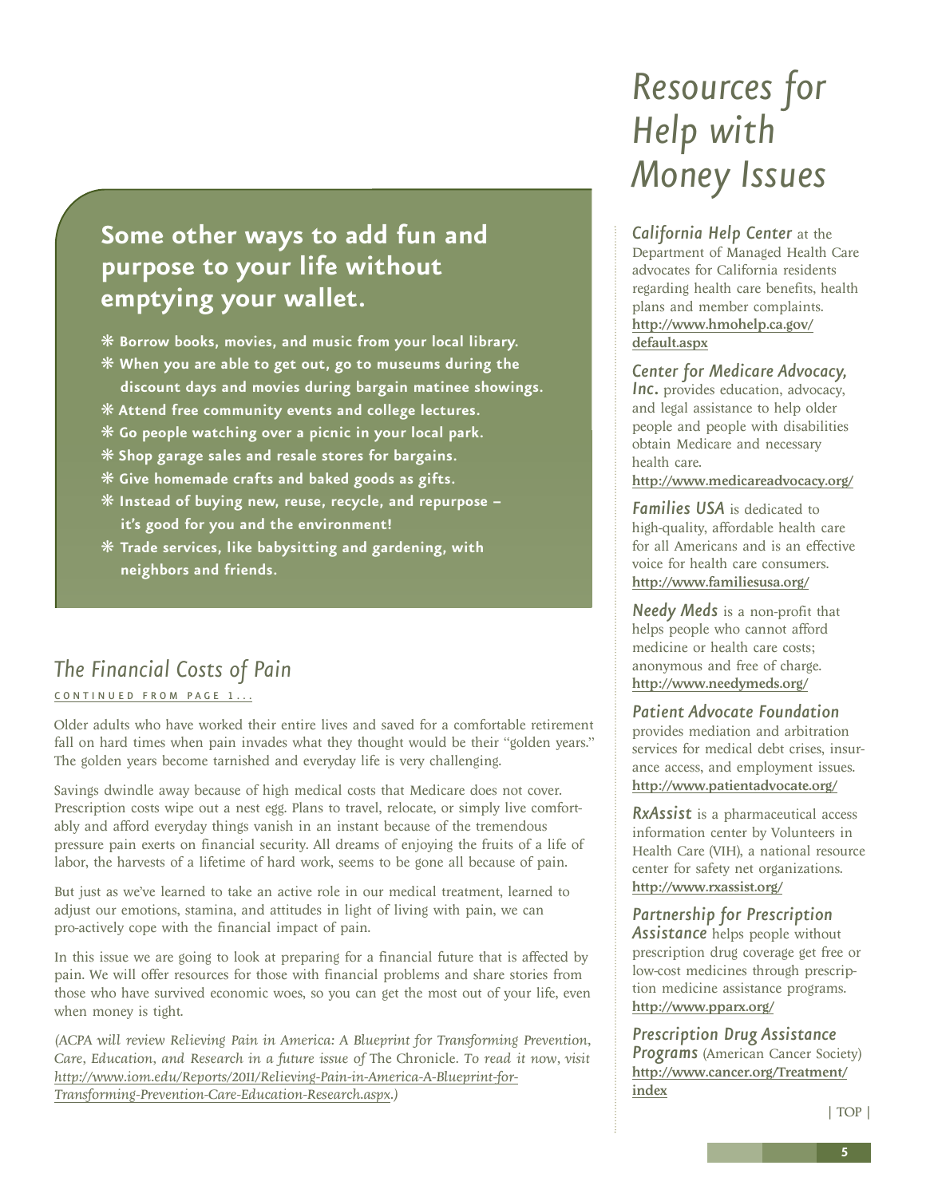## Some other ways to add fun and purpose to your life without emptying your wallet.

- **Borrow books, movies, and music from your local library.**
- **When you are able to get out, go to museums during the discount days and movies during bargain matinee showings.**
- **Attend free community events and college lectures.**
- **Go people watching over a picnic in your local park.**
- **Shop garage sales and resale stores for bargains.**
- **Give homemade crafts and baked goods as gifts.**
- **Instead of buying new, reuse, recycle, and repurpose – it's good for you and the environment!**
- **Trade services, like babysitting and gardening, with neighbors and friends.**

## *The Financial Costs of Pain*

CONTINUED FROM PAGE 1...

Older adults who have worked their entire lives and saved for a comfortable retirement fall on hard times when pain invades what they thought would be their "golden years." The golden years become tarnished and everyday life is very challenging.

Savings dwindle away because of high medical costs that Medicare does not cover. Prescription costs wipe out a nest egg. Plans to travel, relocate, or simply live comfortably and afford everyday things vanish in an instant because of the tremendous pressure pain exerts on financial security. All dreams of enjoying the fruits of a life of labor, the harvests of a lifetime of hard work, seems to be gone all because of pain.

But just as we've learned to take an active role in our medical treatment, learned to adjust our emotions, stamina, and attitudes in light of living with pain, we can pro-actively cope with the financial impact of pain.

In this issue we are going to look at preparing for a financial future that is affected by pain. We will offer resources for those with financial problems and share stories from those who have survived economic woes, so you can get the most out of your life, even when money is tight.

*(ACPA will review Relieving Pain in America: A Blueprint for Transforming Prevention, Care, Education, and Research in a future issue of* The Chronicle. *To read it now, visit http://www.iom.edu/Reports/2011/Relieving-Pain-in-America-A-Blueprint-for-Transforming-Prevention-Care-Education-Research.aspx.)*

# *Resources for Help with Money Issues*

***California Help Center*** at the Department of Managed Health Care advocates for California residents regarding health care benefits, health plans and member complaints.
**http://www.hmohelp.ca.gov/default.aspx**

***Center for Medicare Advocacy, Inc.*** provides education, advocacy, and legal assistance to help older people and people with disabilities obtain Medicare and necessary health care.
**http://www.medicareadvocacy.org/**

***Families USA*** is dedicated to high-quality, affordable health care for all Americans and is an effective voice for health care consumers.
**http://www.familiesusa.org/**

***Needy Meds*** is a non-profit that helps people who cannot afford medicine or health care costs; anonymous and free of charge.
**http://www.needymeds.org/**

***Patient Advocate Foundation*** provides mediation and arbitration services for medical debt crises, insurance access, and employment issues.
**http://www.patientadvocate.org/**

***RxAssist*** is a pharmaceutical access information center by Volunteers in Health Care (VIH), a national resource center for safety net organizations.
**http://www.rxassist.org/**

***Partnership for Prescription Assistance*** helps people without prescription drug coverage get free or low-cost medicines through prescription medicine assistance programs.
**http://www.pparx.org/**

***Prescription Drug Assistance Programs*** (American Cancer Society)
**http://www.cancer.org/Treatment/index**

| TOP |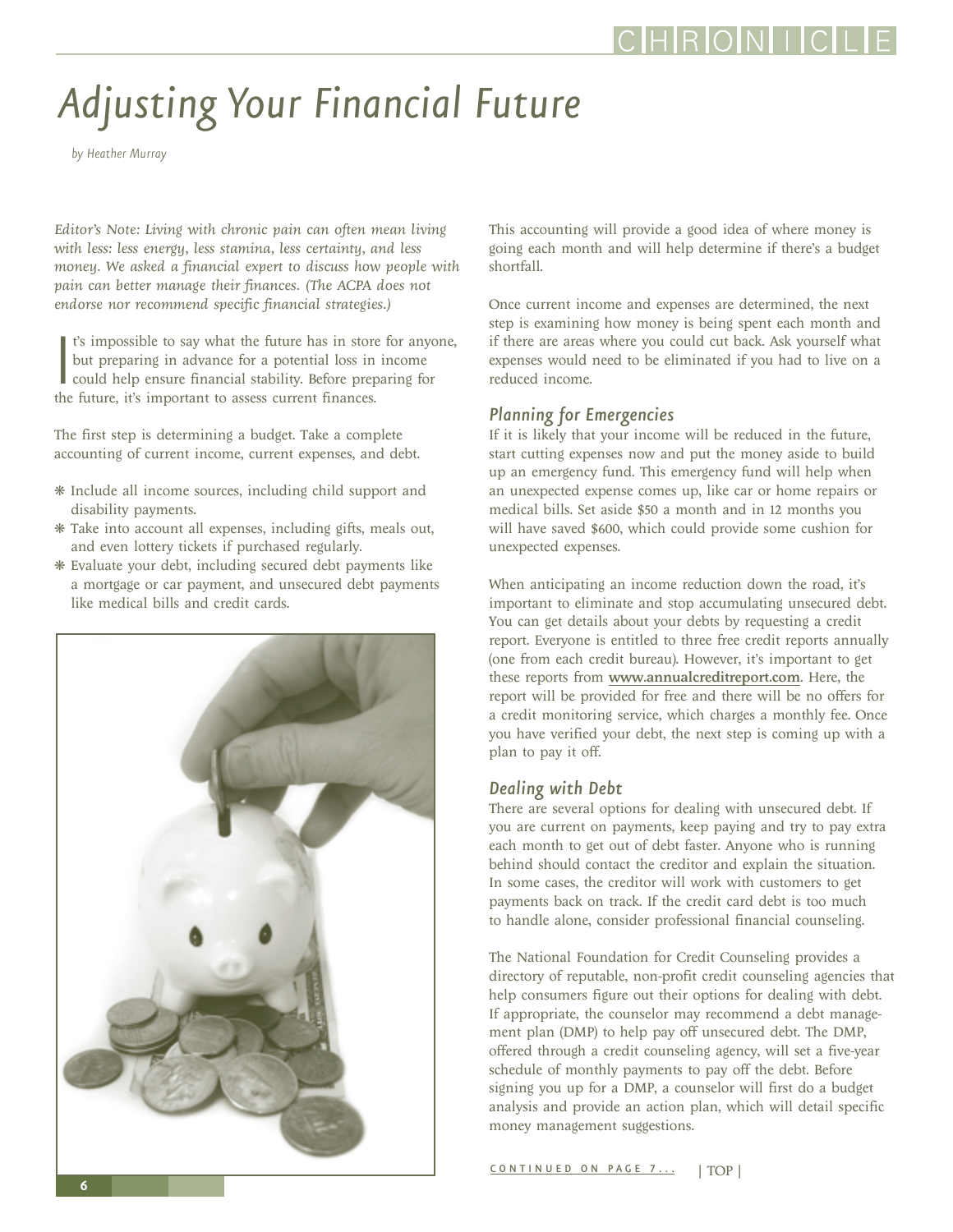# Adjusting Your Financial Future

*by Heather Murray*

*Editor's Note: Living with chronic pain can often mean living with less: less energy, less stamina, less certainty, and less money. We asked a financial expert to discuss how people with pain can better manage their finances. (The ACPA does not endorse nor recommend specific financial strategies.)*

It's impossible to say what the future has in store for anyone, but preparing in advance for a potential loss in income could help ensure financial stability. Before preparing for the future, it's important to assess current finances.

The first step is determining a budget. Take a complete accounting of current income, current expenses, and debt.

- Include all income sources, including child support and disability payments.
- Take into account all expenses, including gifts, meals out, and even lottery tickets if purchased regularly.
- Evaluate your debt, including secured debt payments like a mortgage or car payment, and unsecured debt payments like medical bills and credit cards.

This accounting will provide a good idea of where money is going each month and will help determine if there's a budget shortfall.

Once current income and expenses are determined, the next step is examining how money is being spent each month and if there are areas where you could cut back. Ask yourself what expenses would need to be eliminated if you had to live on a reduced income.

## Planning for Emergencies

If it is likely that your income will be reduced in the future, start cutting expenses now and put the money aside to build up an emergency fund. This emergency fund will help when an unexpected expense comes up, like car or home repairs or medical bills. Set aside $50 a month and in 12 months you will have saved $600, which could provide some cushion for unexpected expenses.

When anticipating an income reduction down the road, it's important to eliminate and stop accumulating unsecured debt. You can get details about your debts by requesting a credit report. Everyone is entitled to three free credit reports annually (one from each credit bureau). However, it's important to get these reports from **www.annualcreditreport.com**. Here, the report will be provided for free and there will be no offers for a credit monitoring service, which charges a monthly fee. Once you have verified your debt, the next step is coming up with a plan to pay it off.

## Dealing with Debt

There are several options for dealing with unsecured debt. If you are current on payments, keep paying and try to pay extra each month to get out of debt faster. Anyone who is running behind should contact the creditor and explain the situation. In some cases, the creditor will work with customers to get payments back on track. If the credit card debt is too much to handle alone, consider professional financial counseling.

The National Foundation for Credit Counseling provides a directory of reputable, non-profit credit counseling agencies that help consumers figure out their options for dealing with debt. If appropriate, the counselor may recommend a debt management plan (DMP) to help pay off unsecured debt. The DMP, offered through a credit counseling agency, will set a five-year schedule of monthly payments to pay off the debt. Before signing you up for a DMP, a counselor will first do a budget analysis and provide an action plan, which will detail specific money management suggestions.

CONTINUED ON PAGE 7...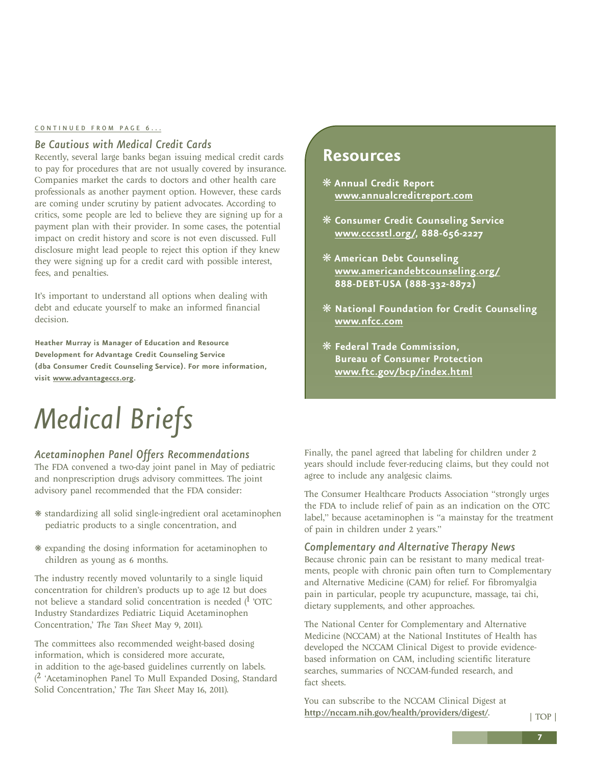CONTINUED FROM PAGE 6...

### Be Cautious with Medical Credit Cards

Recently, several large banks began issuing medical credit cards to pay for procedures that are not usually covered by insurance. Companies market the cards to doctors and other health care professionals as another payment option. However, these cards are coming under scrutiny by patient advocates. According to critics, some people are led to believe they are signing up for a payment plan with their provider. In some cases, the potential impact on credit history and score is not even discussed. Full disclosure might lead people to reject this option if they knew they were signing up for a credit card with possible interest, fees, and penalties.

It's important to understand all options when dealing with debt and educate yourself to make an informed financial decision.

**Heather Murray is Manager of Education and Resource Development for Advantage Credit Counseling Service (dba Consumer Credit Counseling Service). For more information, visit www.advantageccs.org.**

## Resources

- **Annual Credit Report**
  **www.annualcreditreport.com**
- **Consumer Credit Counseling Service**
  **www.cccsstl.org/, 888-656-2227**
- **American Debt Counseling**
  **www.americandebtcounseling.org/**
  **888-DEBT-USA (888-332-8872)**
- **National Foundation for Credit Counseling**
  **www.nfcc.com**
- **Federal Trade Commission, Bureau of Consumer Protection**
  **www.ftc.gov/bcp/index.html**

# Medical Briefs

### Acetaminophen Panel Offers Recommendations

The FDA convened a two-day joint panel in May of pediatric and nonprescription drugs advisory committees. The joint advisory panel recommended that the FDA consider:

- standardizing all solid single-ingredient oral acetaminophen pediatric products to a single concentration, and
- expanding the dosing information for acetaminophen to children as young as 6 months.

The industry recently moved voluntarily to a single liquid concentration for children's products up to age 12 but does not believe a standard solid concentration is needed ([1] 'OTC Industry Standardizes Pediatric Liquid Acetaminophen Concentration,' *The Tan Sheet* May 9, 2011).

The committees also recommended weight-based dosing information, which is considered more accurate, in addition to the age-based guidelines currently on labels. ([2] 'Acetaminophen Panel To Mull Expanded Dosing, Standard Solid Concentration,' *The Tan Sheet* May 16, 2011).

Finally, the panel agreed that labeling for children under 2 years should include fever-reducing claims, but they could not agree to include any analgesic claims.

The Consumer Healthcare Products Association "strongly urges the FDA to include relief of pain as an indication on the OTC label," because acetaminophen is "a mainstay for the treatment of pain in children under 2 years."

### Complementary and Alternative Therapy News

Because chronic pain can be resistant to many medical treatments, people with chronic pain often turn to Complementary and Alternative Medicine (CAM) for relief. For fibromyalgia pain in particular, people try acupuncture, massage, tai chi, dietary supplements, and other approaches.

The National Center for Complementary and Alternative Medicine (NCCAM) at the National Institutes of Health has developed the NCCAM Clinical Digest to provide evidence-based information on CAM, including scientific literature searches, summaries of NCCAM-funded research, and fact sheets.

You can subscribe to the NCCAM Clinical Digest at **http://nccam.nih.gov/health/providers/digest/**.

| TOP |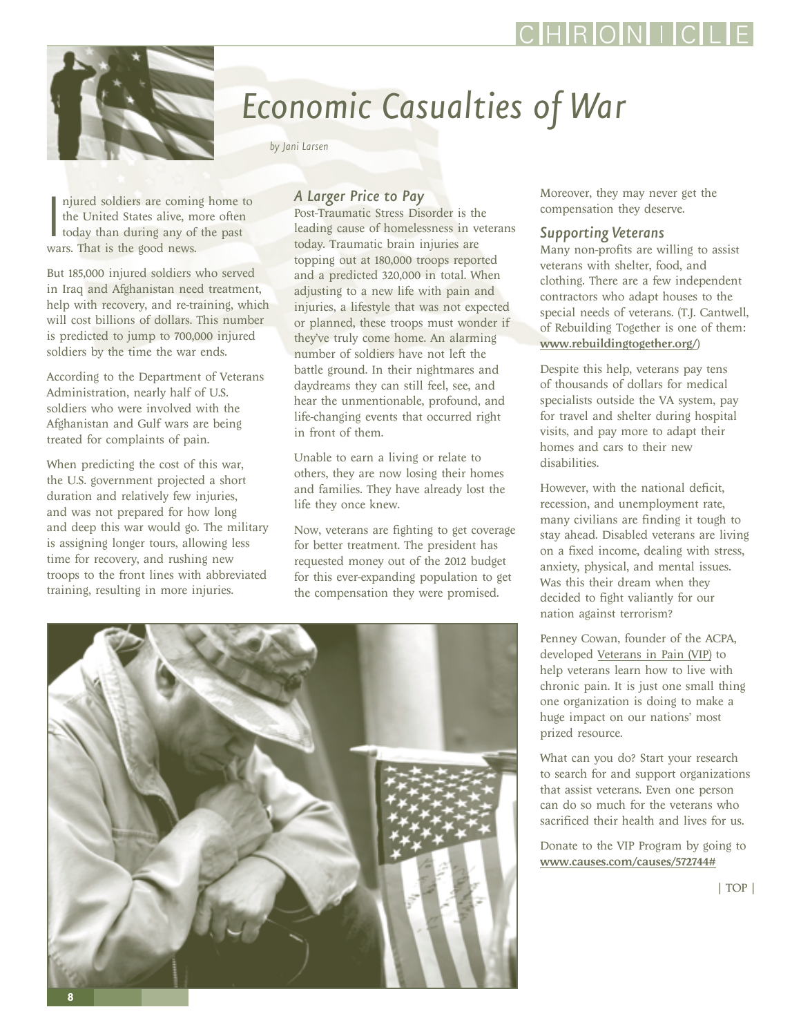// Economic Casualties of War

# Economic Casualties of War

*by Jani Larsen*

Injured soldiers are coming home to the United States alive, more often today than during any of the past wars. That is the good news.

But 185,000 injured soldiers who served in Iraq and Afghanistan need treatment, help with recovery, and re-training, which will cost billions of dollars. This number is predicted to jump to 700,000 injured soldiers by the time the war ends.

According to the Department of Veterans Administration, nearly half of U.S. soldiers who were involved with the Afghanistan and Gulf wars are being treated for complaints of pain.

When predicting the cost of this war, the U.S. government projected a short duration and relatively few injuries, and was not prepared for how long and deep this war would go. The military is assigning longer tours, allowing less time for recovery, and rushing new troops to the front lines with abbreviated training, resulting in more injuries.

## *A Larger Price to Pay*

Post-Traumatic Stress Disorder is the leading cause of homelessness in veterans today. Traumatic brain injuries are topping out at 180,000 troops reported and a predicted 320,000 in total. When adjusting to a new life with pain and injuries, a lifestyle that was not expected or planned, these troops must wonder if they've truly come home. An alarming number of soldiers have not left the battle ground. In their nightmares and daydreams they can still feel, see, and hear the unmentionable, profound, and life-changing events that occurred right in front of them.

Unable to earn a living or relate to others, they are now losing their homes and families. They have already lost the life they once knew.

Now, veterans are fighting to get coverage for better treatment. The president has requested money out of the 2012 budget for this ever-expanding population to get the compensation they were promised. Moreover, they may never get the compensation they deserve.

## *Supporting Veterans*

Many non-profits are willing to assist veterans with shelter, food, and clothing. There are a few independent contractors who adapt houses to the special needs of veterans. (T.J. Cantwell, of Rebuilding Together is one of them: **www.rebuildingtogether.org/**)

Despite this help, veterans pay tens of thousands of dollars for medical specialists outside the VA system, pay for travel and shelter during hospital visits, and pay more to adapt their homes and cars to their new disabilities.

However, with the national deficit, recession, and unemployment rate, many civilians are finding it tough to stay ahead. Disabled veterans are living on a fixed income, dealing with stress, anxiety, physical, and mental issues. Was this their dream when they decided to fight valiantly for our nation against terrorism?

Penney Cowan, founder of the ACPA, developed Veterans in Pain (VIP) to help veterans learn how to live with chronic pain. It is just one small thing one organization is doing to make a huge impact on our nations' most prized resource.

What can you do? Start your research to search for and support organizations that assist veterans. Even one person can do so much for the veterans who sacrificed their health and lives for us.

Donate to the VIP Program by going to **www.causes.com/causes/572744#**

| TOP |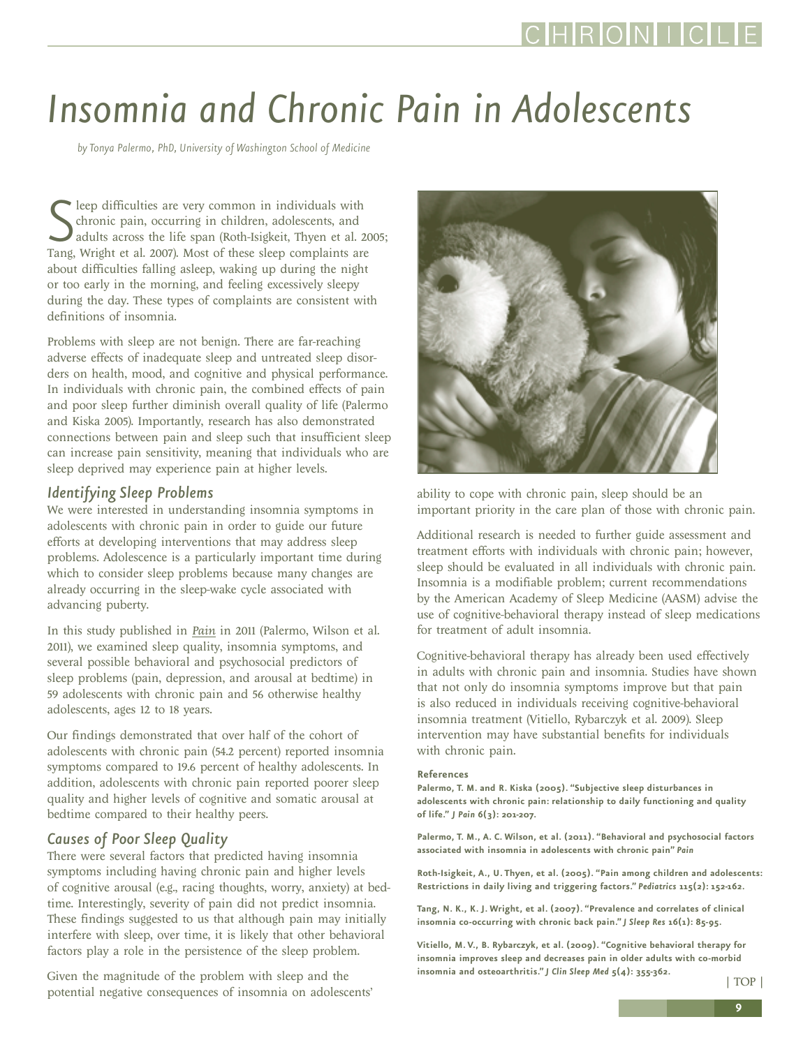# Insomnia and Chronic Pain in Adolescents

*by Tonya Palermo, PhD, University of Washington School of Medicine*

Sleep difficulties are very common in individuals with chronic pain, occurring in children, adolescents, and adults across the life span (Roth-Isigkeit, Thyen et al. 2005; Tang, Wright et al. 2007). Most of these sleep complaints are about difficulties falling asleep, waking up during the night or too early in the morning, and feeling excessively sleepy during the day. These types of complaints are consistent with definitions of insomnia.

Problems with sleep are not benign. There are far-reaching adverse effects of inadequate sleep and untreated sleep disorders on health, mood, and cognitive and physical performance. In individuals with chronic pain, the combined effects of pain and poor sleep further diminish overall quality of life (Palermo and Kiska 2005). Importantly, research has also demonstrated connections between pain and sleep such that insufficient sleep can increase pain sensitivity, meaning that individuals who are sleep deprived may experience pain at higher levels.

## *Identifying Sleep Problems*

We were interested in understanding insomnia symptoms in adolescents with chronic pain in order to guide our future efforts at developing interventions that may address sleep problems. Adolescence is a particularly important time during which to consider sleep problems because many changes are already occurring in the sleep-wake cycle associated with advancing puberty.

In this study published in *Pain* in 2011 (Palermo, Wilson et al. 2011), we examined sleep quality, insomnia symptoms, and several possible behavioral and psychosocial predictors of sleep problems (pain, depression, and arousal at bedtime) in 59 adolescents with chronic pain and 56 otherwise healthy adolescents, ages 12 to 18 years.

Our findings demonstrated that over half of the cohort of adolescents with chronic pain (54.2 percent) reported insomnia symptoms compared to 19.6 percent of healthy adolescents. In addition, adolescents with chronic pain reported poorer sleep quality and higher levels of cognitive and somatic arousal at bedtime compared to their healthy peers.

## *Causes of Poor Sleep Quality*

There were several factors that predicted having insomnia symptoms including having chronic pain and higher levels of cognitive arousal (e.g., racing thoughts, worry, anxiety) at bedtime. Interestingly, severity of pain did not predict insomnia. These findings suggested to us that although pain may initially interfere with sleep, over time, it is likely that other behavioral factors play a role in the persistence of the sleep problem.

Given the magnitude of the problem with sleep and the potential negative consequences of insomnia on adolescents' ability to cope with chronic pain, sleep should be an important priority in the care plan of those with chronic pain.

Additional research is needed to further guide assessment and treatment efforts with individuals with chronic pain; however, sleep should be evaluated in all individuals with chronic pain. Insomnia is a modifiable problem; current recommendations by the American Academy of Sleep Medicine (AASM) advise the use of cognitive-behavioral therapy instead of sleep medications for treatment of adult insomnia.

Cognitive-behavioral therapy has already been used effectively in adults with chronic pain and insomnia. Studies have shown that not only do insomnia symptoms improve but that pain is also reduced in individuals receiving cognitive-behavioral insomnia treatment (Vitiello, Rybarczyk et al. 2009). Sleep intervention may have substantial benefits for individuals with chronic pain.

**References**

**Palermo, T. M. and R. Kiska (2005). "Subjective sleep disturbances in adolescents with chronic pain: relationship to daily functioning and quality of life." *J Pain* 6(3): 201-207.**

**Palermo, T. M., A. C. Wilson, et al. (2011). "Behavioral and psychosocial factors associated with insomnia in adolescents with chronic pain" *Pain***

**Roth-Isigkeit, A., U. Thyen, et al. (2005). "Pain among children and adolescents: Restrictions in daily living and triggering factors." *Pediatrics* 115(2): 152-162.**

**Tang, N. K., K. J. Wright, et al. (2007). "Prevalence and correlates of clinical insomnia co-occurring with chronic back pain." *J Sleep Res* 16(1): 85-95.**

**Vitiello, M. V., B. Rybarczyk, et al. (2009). "Cognitive behavioral therapy for insomnia improves sleep and decreases pain in older adults with co-morbid insomnia and osteoarthritis." *J Clin Sleep Med* 5(4): 355-362.**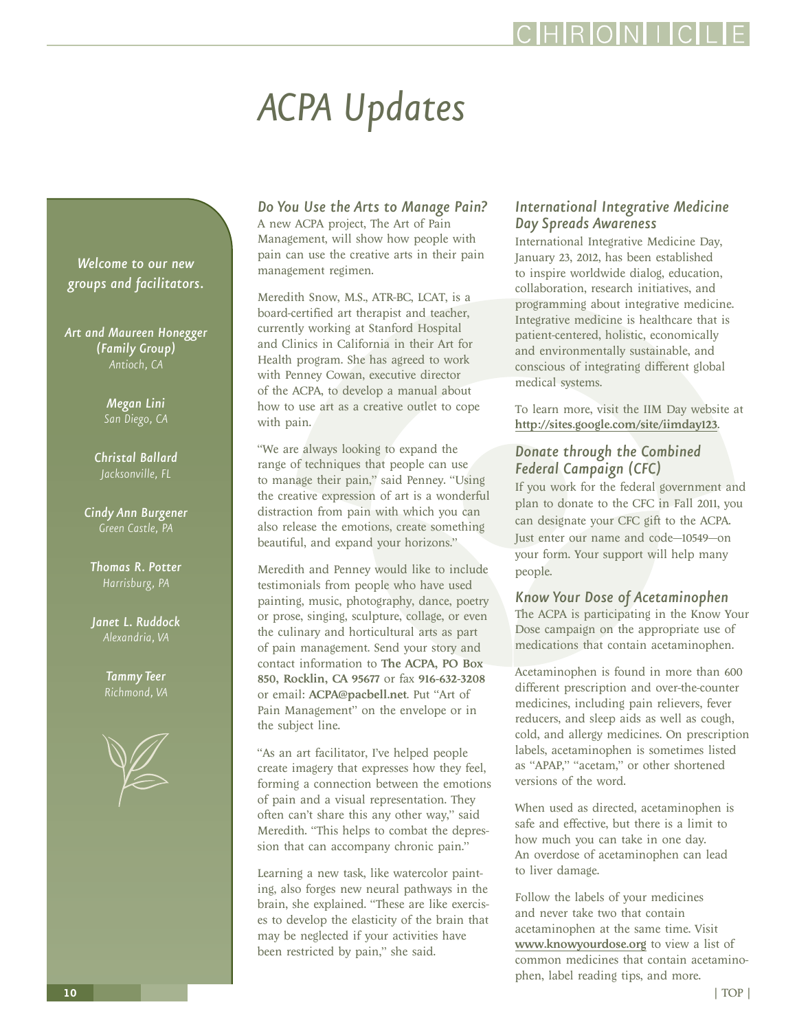# ACPA Updates

*Welcome to our new groups and facilitators.*

***Art and Maureen Honegger (Family Group)***
*Antioch, CA*

***Megan Lini***
*San Diego, CA*

***Christal Ballard***
*Jacksonville, FL*

***Cindy Ann Burgener***
*Green Castle, PA*

***Thomas R. Potter***
*Harrisburg, PA*

***Janet L. Ruddock***
*Alexandria, VA*

***Tammy Teer***
*Richmond, VA*

### *Do You Use the Arts to Manage Pain?*

A new ACPA project, The Art of Pain Management, will show how people with pain can use the creative arts in their pain management regimen.

Meredith Snow, M.S., ATR-BC, LCAT, is a board-certified art therapist and teacher, currently working at Stanford Hospital and Clinics in California in their Art for Health program. She has agreed to work with Penney Cowan, executive director of the ACPA, to develop a manual about how to use art as a creative outlet to cope with pain.

"We are always looking to expand the range of techniques that people can use to manage their pain," said Penney. "Using the creative expression of art is a wonderful distraction from pain with which you can also release the emotions, create something beautiful, and expand your horizons."

Meredith and Penney would like to include testimonials from people who have used painting, music, photography, dance, poetry or prose, singing, sculpture, collage, or even the culinary and horticultural arts as part of pain management. Send your story and contact information to **The ACPA, PO Box 850, Rocklin, CA 95677** or fax **916-632-3208** or email: **ACPA@pacbell.net**. Put "Art of Pain Management" on the envelope or in the subject line.

"As an art facilitator, I've helped people create imagery that expresses how they feel, forming a connection between the emotions of pain and a visual representation. They often can't share this any other way," said Meredith. "This helps to combat the depression that can accompany chronic pain."

Learning a new task, like watercolor painting, also forges new neural pathways in the brain, she explained. "These are like exercises to develop the elasticity of the brain that may be neglected if your activities have been restricted by pain," she said.

### *International Integrative Medicine Day Spreads Awareness*

International Integrative Medicine Day, January 23, 2012, has been established to inspire worldwide dialog, education, collaboration, research initiatives, and programming about integrative medicine. Integrative medicine is healthcare that is patient-centered, holistic, economically and environmentally sustainable, and conscious of integrating different global medical systems.

To learn more, visit the IIM Day website at **http://sites.google.com/site/iimday123**.

### *Donate through the Combined Federal Campaign (CFC)*

If you work for the federal government and plan to donate to the CFC in Fall 2011, you can designate your CFC gift to the ACPA. Just enter our name and code—10549—on your form. Your support will help many people.

### *Know Your Dose of Acetaminophen*

The ACPA is participating in the Know Your Dose campaign on the appropriate use of medications that contain acetaminophen.

Acetaminophen is found in more than 600 different prescription and over-the-counter medicines, including pain relievers, fever reducers, and sleep aids as well as cough, cold, and allergy medicines. On prescription labels, acetaminophen is sometimes listed as "APAP," "acetam," or other shortened versions of the word.

When used as directed, acetaminophen is safe and effective, but there is a limit to how much you can take in one day. An overdose of acetaminophen can lead to liver damage.

Follow the labels of your medicines and never take two that contain acetaminophen at the same time. Visit **www.knowyourdose.org** to view a list of common medicines that contain acetaminophen, label reading tips, and more.

| TOP |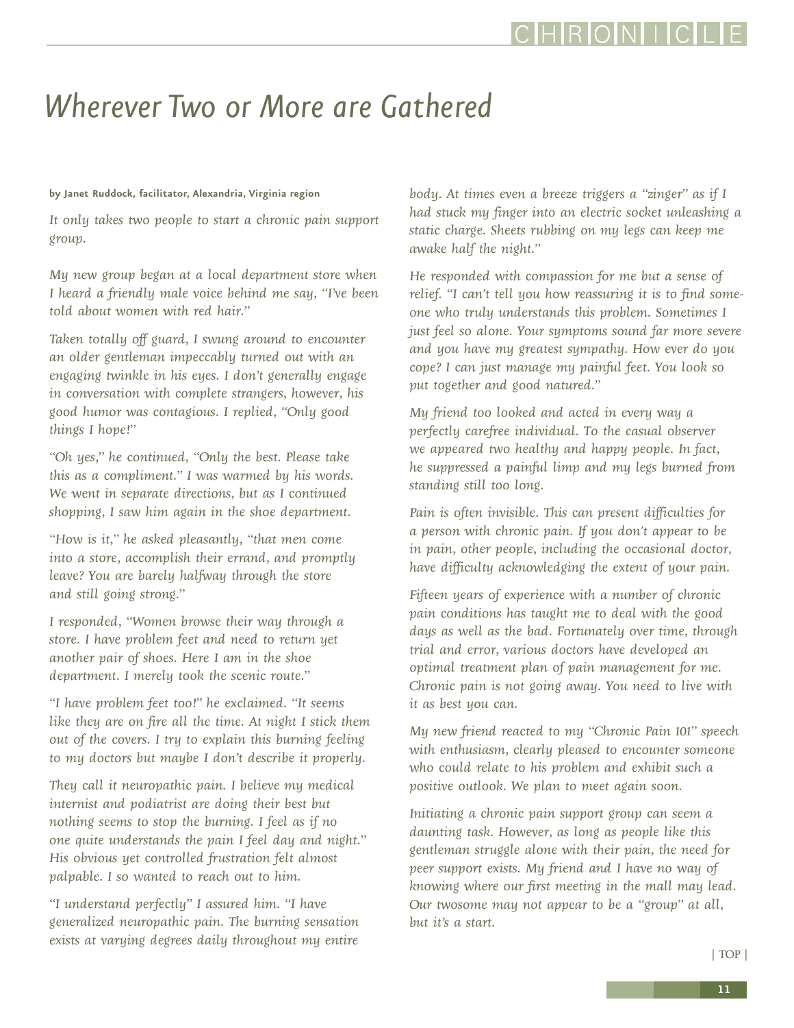# *Wherever Two or More are Gathered*

**by Janet Ruddock, facilitator, Alexandria, Virginia region**

*It only takes two people to start a chronic pain support group.*

*My new group began at a local department store when I heard a friendly male voice behind me say, "I've been told about women with red hair."*

*Taken totally off guard, I swung around to encounter an older gentleman impeccably turned out with an engaging twinkle in his eyes. I don't generally engage in conversation with complete strangers, however, his good humor was contagious. I replied, "Only good things I hope!"*

*"Oh yes," he continued, "Only the best. Please take this as a compliment." I was warmed by his words. We went in separate directions, but as I continued shopping, I saw him again in the shoe department.*

*"How is it," he asked pleasantly, "that men come into a store, accomplish their errand, and promptly leave? You are barely halfway through the store and still going strong."*

*I responded, "Women browse their way through a store. I have problem feet and need to return yet another pair of shoes. Here I am in the shoe department. I merely took the scenic route."*

*"I have problem feet too!" he exclaimed. "It seems like they are on fire all the time. At night I stick them out of the covers. I try to explain this burning feeling to my doctors but maybe I don't describe it properly.*

*They call it neuropathic pain. I believe my medical internist and podiatrist are doing their best but nothing seems to stop the burning. I feel as if no one quite understands the pain I feel day and night." His obvious yet controlled frustration felt almost palpable. I so wanted to reach out to him.*

*"I understand perfectly" I assured him. "I have generalized neuropathic pain. The burning sensation exists at varying degrees daily throughout my entire body. At times even a breeze triggers a "zinger" as if I had stuck my finger into an electric socket unleashing a static charge. Sheets rubbing on my legs can keep me awake half the night."*

*He responded with compassion for me but a sense of relief. "I can't tell you how reassuring it is to find someone who truly understands this problem. Sometimes I just feel so alone. Your symptoms sound far more severe and you have my greatest sympathy. How ever do you cope? I can just manage my painful feet. You look so put together and good natured."*

*My friend too looked and acted in every way a perfectly carefree individual. To the casual observer we appeared two healthy and happy people. In fact, he suppressed a painful limp and my legs burned from standing still too long.*

*Pain is often invisible. This can present difficulties for a person with chronic pain. If you don't appear to be in pain, other people, including the occasional doctor, have difficulty acknowledging the extent of your pain.*

*Fifteen years of experience with a number of chronic pain conditions has taught me to deal with the good days as well as the bad. Fortunately over time, through trial and error, various doctors have developed an optimal treatment plan of pain management for me. Chronic pain is not going away. You need to live with it as best you can.*

*My new friend reacted to my "Chronic Pain 101" speech with enthusiasm, clearly pleased to encounter someone who could relate to his problem and exhibit such a positive outlook. We plan to meet again soon.*

*Initiating a chronic pain support group can seem a daunting task. However, as long as people like this gentleman struggle alone with their pain, the need for peer support exists. My friend and I have no way of knowing where our first meeting in the mall may lead. Our twosome may not appear to be a "group" at all, but it's a start.*

| TOP |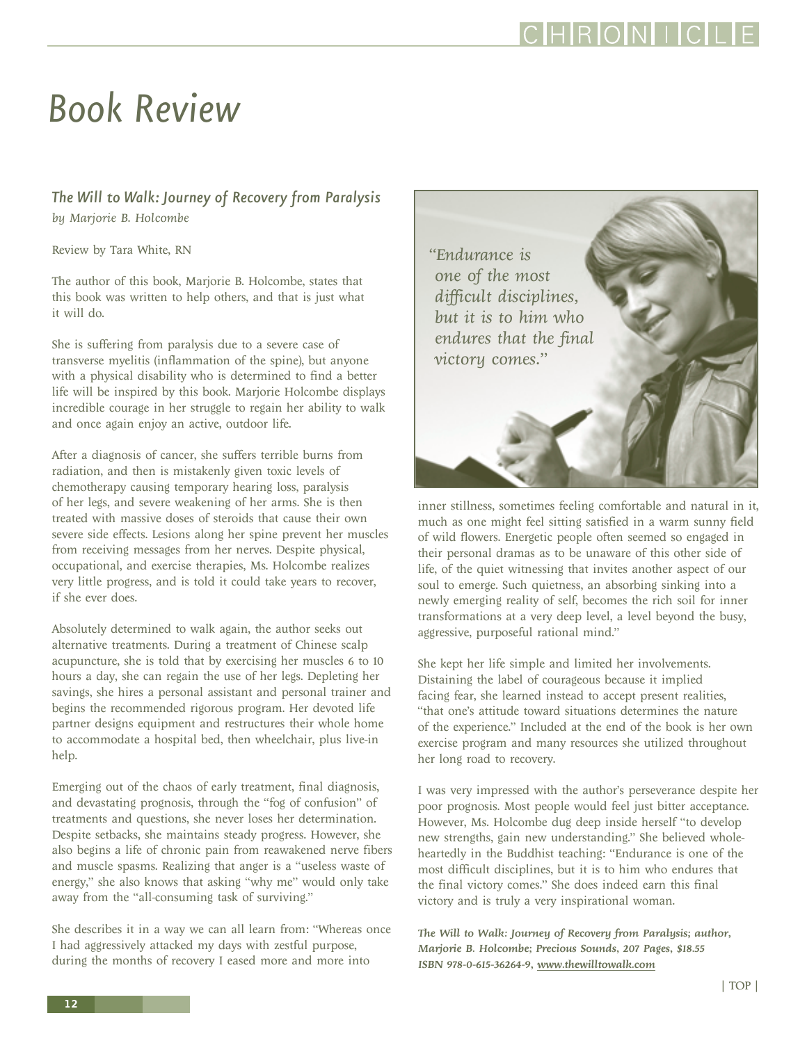# Book Review

## *The Will to Walk: Journey of Recovery from Paralysis*

*by Marjorie B. Holcombe*

Review by Tara White, RN

The author of this book, Marjorie B. Holcombe, states that this book was written to help others, and that is just what it will do.

She is suffering from paralysis due to a severe case of transverse myelitis (inflammation of the spine), but anyone with a physical disability who is determined to find a better life will be inspired by this book. Marjorie Holcombe displays incredible courage in her struggle to regain her ability to walk and once again enjoy an active, outdoor life.

After a diagnosis of cancer, she suffers terrible burns from radiation, and then is mistakenly given toxic levels of chemotherapy causing temporary hearing loss, paralysis of her legs, and severe weakening of her arms. She is then treated with massive doses of steroids that cause their own severe side effects. Lesions along her spine prevent her muscles from receiving messages from her nerves. Despite physical, occupational, and exercise therapies, Ms. Holcombe realizes very little progress, and is told it could take years to recover, if she ever does.

Absolutely determined to walk again, the author seeks out alternative treatments. During a treatment of Chinese scalp acupuncture, she is told that by exercising her muscles 6 to 10 hours a day, she can regain the use of her legs. Depleting her savings, she hires a personal assistant and personal trainer and begins the recommended rigorous program. Her devoted life partner designs equipment and restructures their whole home to accommodate a hospital bed, then wheelchair, plus live-in help.

Emerging out of the chaos of early treatment, final diagnosis, and devastating prognosis, through the "fog of confusion" of treatments and questions, she never loses her determination. Despite setbacks, she maintains steady progress. However, she also begins a life of chronic pain from reawakened nerve fibers and muscle spasms. Realizing that anger is a "useless waste of energy," she also knows that asking "why me" would only take away from the "all-consuming task of surviving."

She describes it in a way we can all learn from: "Whereas once I had aggressively attacked my days with zestful purpose, during the months of recovery I eased more and more into inner stillness, sometimes feeling comfortable and natural in it, much as one might feel sitting satisfied in a warm sunny field of wild flowers. Energetic people often seemed so engaged in their personal dramas as to be unaware of this other side of life, of the quiet witnessing that invites another aspect of our soul to emerge. Such quietness, an absorbing sinking into a newly emerging reality of self, becomes the rich soil for inner transformations at a very deep level, a level beyond the busy, aggressive, purposeful rational mind."

*"Endurance is one of the most difficult disciplines, but it is to him who endures that the final victory comes."*

She kept her life simple and limited her involvements. Distaining the label of courageous because it implied facing fear, she learned instead to accept present realities, "that one's attitude toward situations determines the nature of the experience." Included at the end of the book is her own exercise program and many resources she utilized throughout her long road to recovery.

I was very impressed with the author's perseverance despite her poor prognosis. Most people would feel just bitter acceptance. However, Ms. Holcombe dug deep inside herself "to develop new strengths, gain new understanding." She believed wholeheartedly in the Buddhist teaching: "Endurance is one of the most difficult disciplines, but it is to him who endures that the final victory comes." She does indeed earn this final victory and is truly a very inspirational woman.

***The Will to Walk: Journey of Recovery from Paralysis; author, Marjorie B. Holcombe; Precious Sounds, 207 Pages, $18.55 ISBN 978-0-615-36264-9, www.thewilltowalk.com***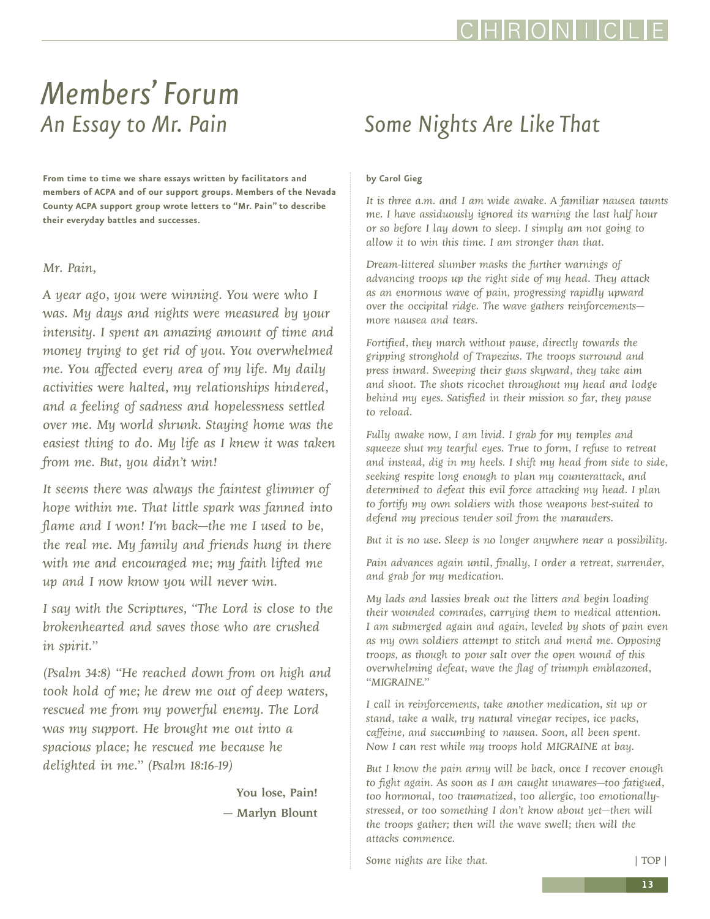# Members' Forum

## An Essay to Mr. Pain

**From time to time we share essays written by facilitators and members of ACPA and of our support groups. Members of the Nevada County ACPA support group wrote letters to "Mr. Pain" to describe their everyday battles and successes.**

*Mr. Pain,*

*A year ago, you were winning. You were who I was. My days and nights were measured by your intensity. I spent an amazing amount of time and money trying to get rid of you. You overwhelmed me. You affected every area of my life. My daily activities were halted, my relationships hindered, and a feeling of sadness and hopelessness settled over me. My world shrunk. Staying home was the easiest thing to do. My life as I knew it was taken from me. But, you didn't win!*

*It seems there was always the faintest glimmer of hope within me. That little spark was fanned into flame and I won! I'm back—the me I used to be, the real me. My family and friends hung in there with me and encouraged me; my faith lifted me up and I now know you will never win.*

*I say with the Scriptures, "The Lord is close to the brokenhearted and saves those who are crushed in spirit."*

*(Psalm 34:8) "He reached down from on high and took hold of me; he drew me out of deep waters, rescued me from my powerful enemy. The Lord was my support. He brought me out into a spacious place; he rescued me because he delighted in me." (Psalm 18:16-19)*

**You lose, Pain!**

**— Marlyn Blount**

## Some Nights Are Like That

**by Carol Gieg**

*It is three a.m. and I am wide awake. A familiar nausea taunts me. I have assiduously ignored its warning the last half hour or so before I lay down to sleep. I simply am not going to allow it to win this time. I am stronger than that.*

*Dream-littered slumber masks the further warnings of advancing troops up the right side of my head. They attack as an enormous wave of pain, progressing rapidly upward over the occipital ridge. The wave gathers reinforcements—more nausea and tears.*

*Fortified, they march without pause, directly towards the gripping stronghold of Trapezius. The troops surround and press inward. Sweeping their guns skyward, they take aim and shoot. The shots ricochet throughout my head and lodge behind my eyes. Satisfied in their mission so far, they pause to reload.*

*Fully awake now, I am livid. I grab for my temples and squeeze shut my tearful eyes. True to form, I refuse to retreat and instead, dig in my heels. I shift my head from side to side, seeking respite long enough to plan my counterattack, and determined to defeat this evil force attacking my head. I plan to fortify my own soldiers with those weapons best-suited to defend my precious tender soil from the marauders.*

*But it is no use. Sleep is no longer anywhere near a possibility.*

*Pain advances again until, finally, I order a retreat, surrender, and grab for my medication.*

*My lads and lassies break out the litters and begin loading their wounded comrades, carrying them to medical attention. I am submerged again and again, leveled by shots of pain even as my own soldiers attempt to stitch and mend me. Opposing troops, as though to pour salt over the open wound of this overwhelming defeat, wave the flag of triumph emblazoned, "MIGRAINE."*

*I call in reinforcements, take another medication, sit up or stand, take a walk, try natural vinegar recipes, ice packs, caffeine, and succumbing to nausea. Soon, all been spent. Now I can rest while my troops hold MIGRAINE at bay.*

*But I know the pain army will be back, once I recover enough to fight again. As soon as I am caught unawares—too fatigued, too hormonal, too traumatized, too allergic, too emotionally-stressed, or too something I don't know about yet—then will the troops gather; then will the wave swell; then will the attacks commence.*

*Some nights are like that.*

| TOP |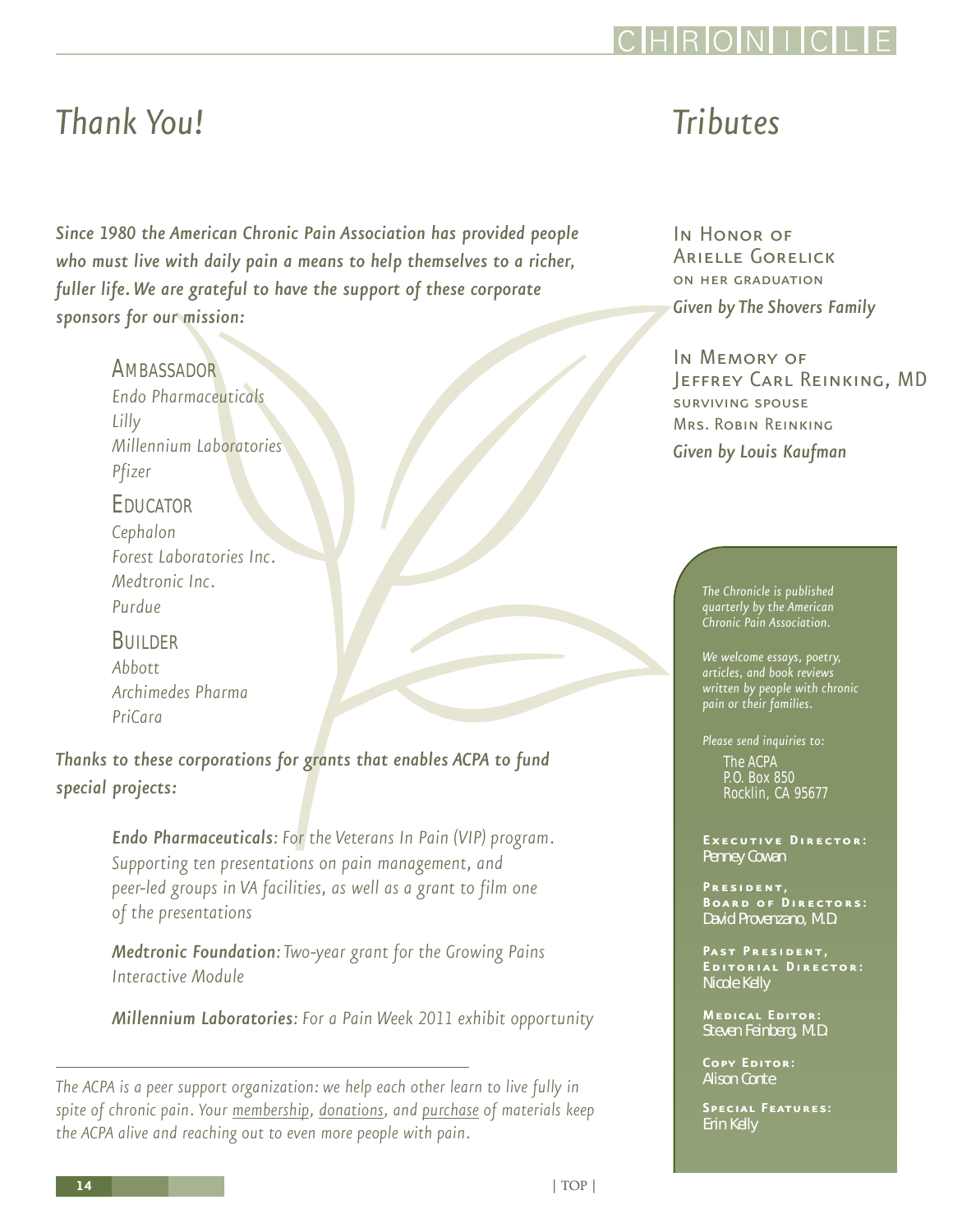# Thank You!

***Since 1980 the American Chronic Pain Association has provided people who must live with daily pain a means to help themselves to a richer, fuller life. We are grateful to have the support of these corporate sponsors for our mission:***

### Ambassador

*Endo Pharmaceuticals*
*Lilly*
*Millennium Laboratories*
*Pfizer*

### Educator

*Cephalon*
*Forest Laboratories Inc.*
*Medtronic Inc.*
*Purdue*

### Builder

*Abbott*
*Archimedes Pharma*
*PriCara*

***Thanks to these corporations for grants that enables ACPA to fund special projects:***

***Endo Pharmaceuticals**: For the Veterans In Pain (VIP) program. Supporting ten presentations on pain management, and peer-led groups in VA facilities, as well as a grant to film one of the presentations*

***Medtronic Foundation**: Two-year grant for the Growing Pains Interactive Module*

***Millennium Laboratories**: For a Pain Week 2011 exhibit opportunity*

---

*The ACPA is a peer support organization: we help each other learn to live fully in spite of chronic pain. Your membership, donations, and purchase of materials keep the ACPA alive and reaching out to even more people with pain.*

# Tributes

In Honor of
Arielle Gorelick
on her graduation
***Given by The Shovers Family***

In Memory of
Jeffrey Carl Reinking, MD
surviving spouse
Mrs. Robin Reinking
***Given by Louis Kaufman***

---

*The Chronicle is published quarterly by the American Chronic Pain Association.*

*We welcome essays, poetry, articles, and book reviews written by people with chronic pain or their families.*

*Please send inquiries to:*
The ACPA
P.O. Box 850
Rocklin, CA 95677

**Executive Director:**
Penney Cowan

**President, Board of Directors:**
David Provenzano, M.D.

**Past President, Editorial Director:**
Nicole Kelly

**Medical Editor:**
Steven Feinberg, M.D.

**Copy Editor:**
Alison Conte

**Special Features:**
Erin Kelly

| TOP |